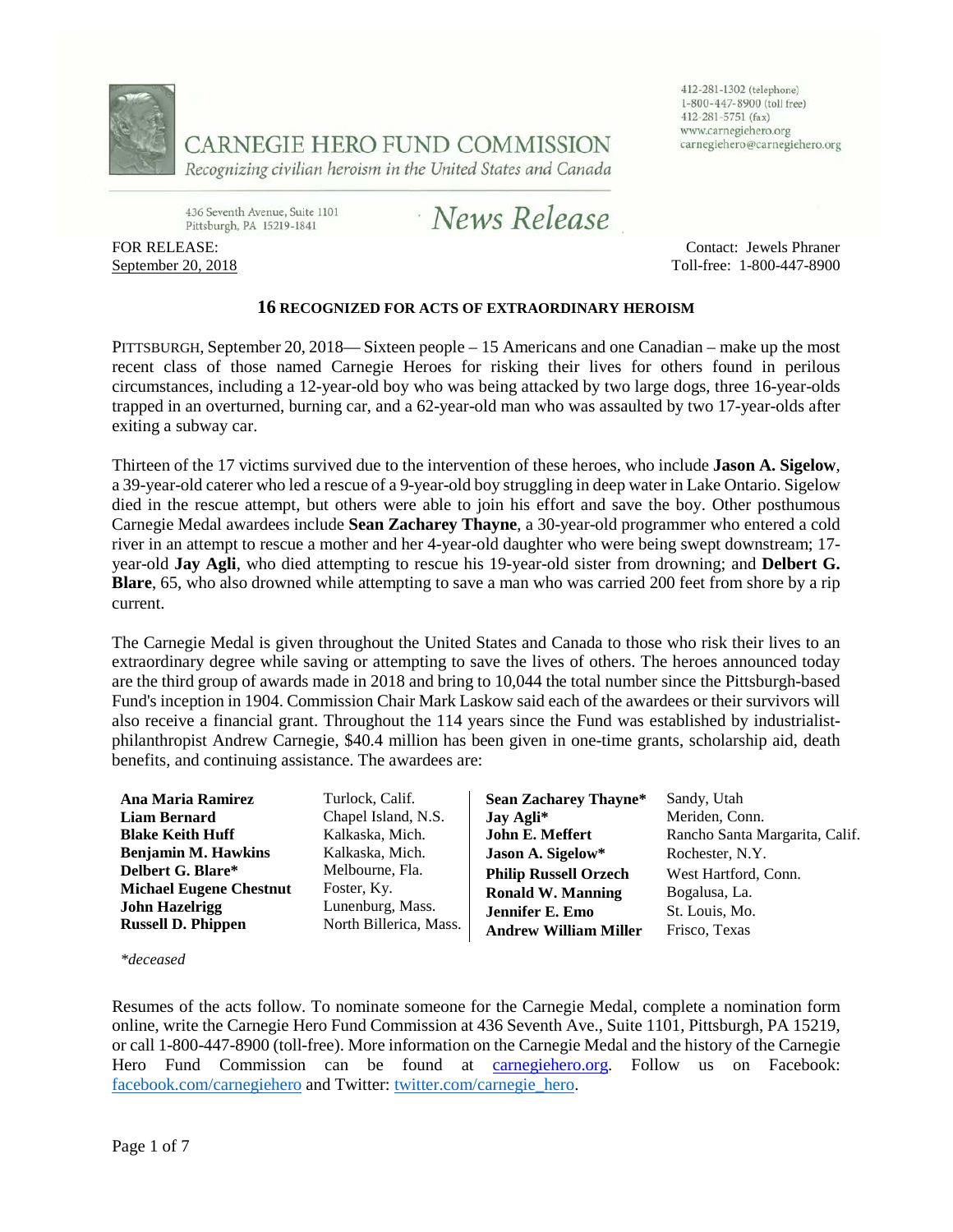CARNEGIE HERO FUND COMMISSION

*Recognizing civilian heroism in the United States and Canada*

412-281-1302 (telephone)
1-800-447-8900 (toll free)
412-281-5751 (fax)
www.carnegiehero.org
carnegiehero@carnegiehero.org

436 Seventh Avenue, Suite 1101
Pittsburgh, PA 15219-1841

*News Release*

FOR RELEASE:
September 20, 2018

Contact: Jewels Phraner
Toll-free: 1-800-447-8900

## 16 RECOGNIZED FOR ACTS OF EXTRAORDINARY HEROISM

PITTSBURGH, September 20, 2018— Sixteen people – 15 Americans and one Canadian – make up the most recent class of those named Carnegie Heroes for risking their lives for others found in perilous circumstances, including a 12-year-old boy who was being attacked by two large dogs, three 16-year-olds trapped in an overturned, burning car, and a 62-year-old man who was assaulted by two 17-year-olds after exiting a subway car.

Thirteen of the 17 victims survived due to the intervention of these heroes, who include **Jason A. Sigelow**, a 39-year-old caterer who led a rescue of a 9-year-old boy struggling in deep water in Lake Ontario. Sigelow died in the rescue attempt, but others were able to join his effort and save the boy. Other posthumous Carnegie Medal awardees include **Sean Zacharey Thayne**, a 30-year-old programmer who entered a cold river in an attempt to rescue a mother and her 4-year-old daughter who were being swept downstream; 17-year-old **Jay Agli**, who died attempting to rescue his 19-year-old sister from drowning; and **Delbert G. Blare**, 65, who also drowned while attempting to save a man who was carried 200 feet from shore by a rip current.

The Carnegie Medal is given throughout the United States and Canada to those who risk their lives to an extraordinary degree while saving or attempting to save the lives of others. The heroes announced today are the third group of awards made in 2018 and bring to 10,044 the total number since the Pittsburgh-based Fund's inception in 1904. Commission Chair Mark Laskow said each of the awardees or their survivors will also receive a financial grant. Throughout the 114 years since the Fund was established by industrialist-philanthropist Andrew Carnegie, $40.4 million has been given in one-time grants, scholarship aid, death benefits, and continuing assistance. The awardees are:

| Name | Location |
|---|---|
| **Ana Maria Ramirez** | Turlock, Calif. |
| **Liam Bernard** | Chapel Island, N.S. |
| **Blake Keith Huff** | Kalkaska, Mich. |
| **Benjamin M. Hawkins** | Kalkaska, Mich. |
| **Delbert G. Blare*** | Melbourne, Fla. |
| **Michael Eugene Chestnut** | Foster, Ky. |
| **John Hazelrigg** | Lunenburg, Mass. |
| **Russell D. Phippen** | North Billerica, Mass. |
| **Sean Zacharey Thayne*** | Sandy, Utah |
| **Jay Agli*** | Meriden, Conn. |
| **John E. Meffert** | Rancho Santa Margarita, Calif. |
| **Jason A. Sigelow*** | Rochester, N.Y. |
| **Philip Russell Orzech** | West Hartford, Conn. |
| **Ronald W. Manning** | Bogalusa, La. |
| **Jennifer E. Emo** | St. Louis, Mo. |
| **Andrew William Miller** | Frisco, Texas |

*\*deceased*

Resumes of the acts follow. To nominate someone for the Carnegie Medal, complete a nomination form online, write the Carnegie Hero Fund Commission at 436 Seventh Ave., Suite 1101, Pittsburgh, PA 15219, or call 1-800-447-8900 (toll-free). More information on the Carnegie Medal and the history of the Carnegie Hero Fund Commission can be found at carnegiehero.org. Follow us on Facebook: facebook.com/carnegiehero and Twitter: twitter.com/carnegie_hero.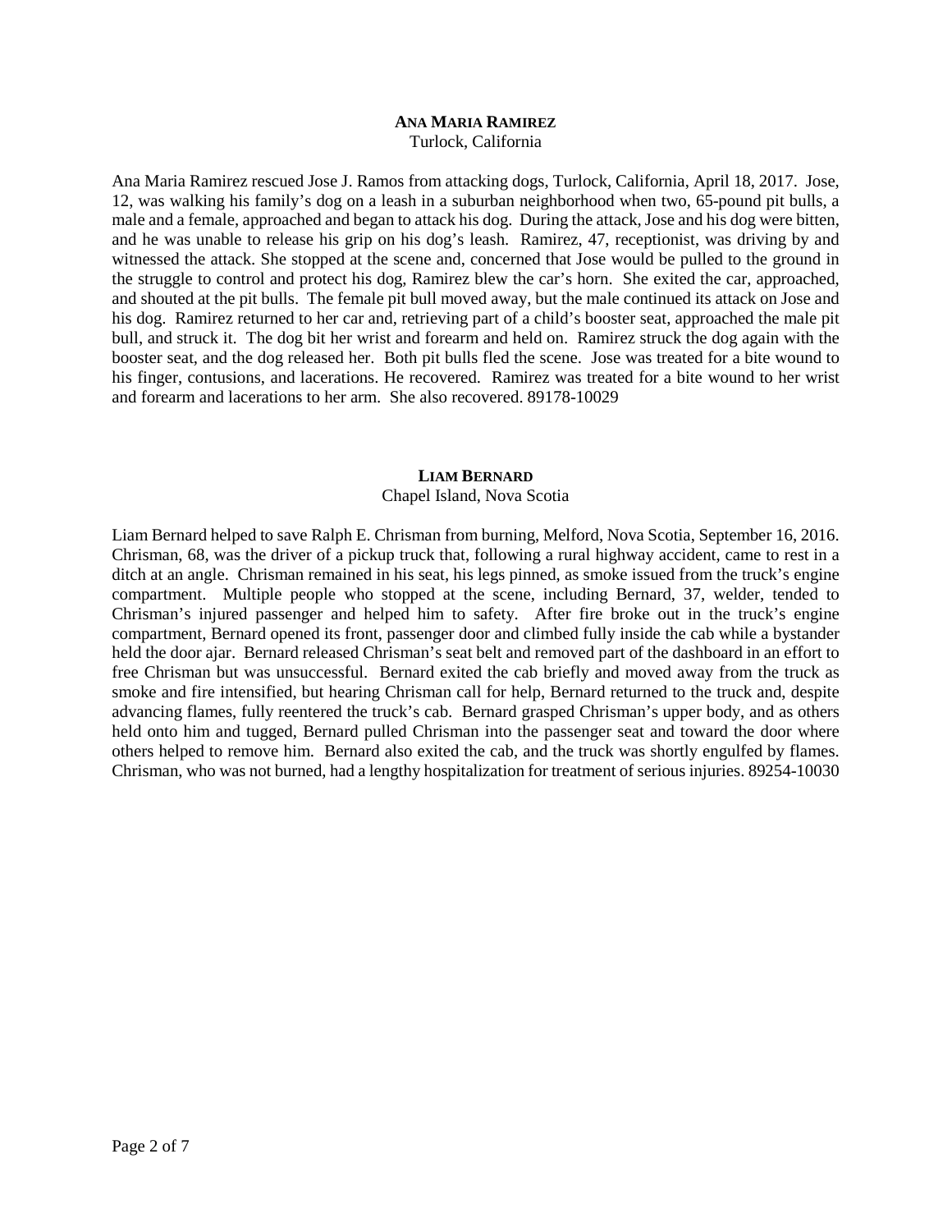**ANA MARIA RAMIREZ**

Turlock, California

Ana Maria Ramirez rescued Jose J. Ramos from attacking dogs, Turlock, California, April 18, 2017. Jose, 12, was walking his family's dog on a leash in a suburban neighborhood when two, 65-pound pit bulls, a male and a female, approached and began to attack his dog. During the attack, Jose and his dog were bitten, and he was unable to release his grip on his dog's leash. Ramirez, 47, receptionist, was driving by and witnessed the attack. She stopped at the scene and, concerned that Jose would be pulled to the ground in the struggle to control and protect his dog, Ramirez blew the car's horn. She exited the car, approached, and shouted at the pit bulls. The female pit bull moved away, but the male continued its attack on Jose and his dog. Ramirez returned to her car and, retrieving part of a child's booster seat, approached the male pit bull, and struck it. The dog bit her wrist and forearm and held on. Ramirez struck the dog again with the booster seat, and the dog released her. Both pit bulls fled the scene. Jose was treated for a bite wound to his finger, contusions, and lacerations. He recovered. Ramirez was treated for a bite wound to her wrist and forearm and lacerations to her arm. She also recovered. 89178-10029

**LIAM BERNARD**

Chapel Island, Nova Scotia

Liam Bernard helped to save Ralph E. Chrisman from burning, Melford, Nova Scotia, September 16, 2016. Chrisman, 68, was the driver of a pickup truck that, following a rural highway accident, came to rest in a ditch at an angle. Chrisman remained in his seat, his legs pinned, as smoke issued from the truck's engine compartment. Multiple people who stopped at the scene, including Bernard, 37, welder, tended to Chrisman's injured passenger and helped him to safety. After fire broke out in the truck's engine compartment, Bernard opened its front, passenger door and climbed fully inside the cab while a bystander held the door ajar. Bernard released Chrisman's seat belt and removed part of the dashboard in an effort to free Chrisman but was unsuccessful. Bernard exited the cab briefly and moved away from the truck as smoke and fire intensified, but hearing Chrisman call for help, Bernard returned to the truck and, despite advancing flames, fully reentered the truck's cab. Bernard grasped Chrisman's upper body, and as others held onto him and tugged, Bernard pulled Chrisman into the passenger seat and toward the door where others helped to remove him. Bernard also exited the cab, and the truck was shortly engulfed by flames. Chrisman, who was not burned, had a lengthy hospitalization for treatment of serious injuries. 89254-10030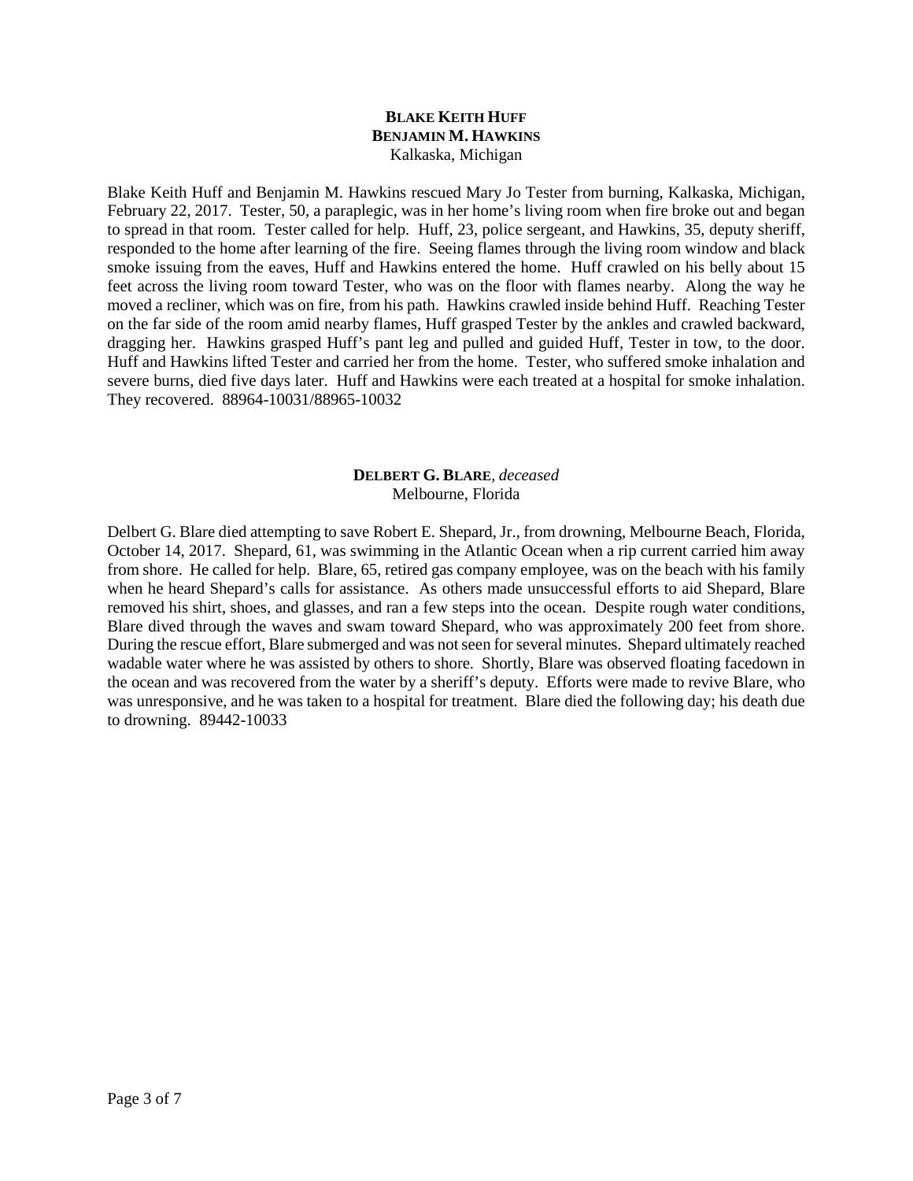**BLAKE KEITH HUFF**
**BENJAMIN M. HAWKINS**
Kalkaska, Michigan

Blake Keith Huff and Benjamin M. Hawkins rescued Mary Jo Tester from burning, Kalkaska, Michigan, February 22, 2017. Tester, 50, a paraplegic, was in her home's living room when fire broke out and began to spread in that room. Tester called for help. Huff, 23, police sergeant, and Hawkins, 35, deputy sheriff, responded to the home after learning of the fire. Seeing flames through the living room window and black smoke issuing from the eaves, Huff and Hawkins entered the home. Huff crawled on his belly about 15 feet across the living room toward Tester, who was on the floor with flames nearby. Along the way he moved a recliner, which was on fire, from his path. Hawkins crawled inside behind Huff. Reaching Tester on the far side of the room amid nearby flames, Huff grasped Tester by the ankles and crawled backward, dragging her. Hawkins grasped Huff's pant leg and pulled and guided Huff, Tester in tow, to the door. Huff and Hawkins lifted Tester and carried her from the home. Tester, who suffered smoke inhalation and severe burns, died five days later. Huff and Hawkins were each treated at a hospital for smoke inhalation. They recovered. 88964-10031/88965-10032

**DELBERT G. BLARE**, *deceased*
Melbourne, Florida

Delbert G. Blare died attempting to save Robert E. Shepard, Jr., from drowning, Melbourne Beach, Florida, October 14, 2017. Shepard, 61, was swimming in the Atlantic Ocean when a rip current carried him away from shore. He called for help. Blare, 65, retired gas company employee, was on the beach with his family when he heard Shepard's calls for assistance. As others made unsuccessful efforts to aid Shepard, Blare removed his shirt, shoes, and glasses, and ran a few steps into the ocean. Despite rough water conditions, Blare dived through the waves and swam toward Shepard, who was approximately 200 feet from shore. During the rescue effort, Blare submerged and was not seen for several minutes. Shepard ultimately reached wadable water where he was assisted by others to shore. Shortly, Blare was observed floating facedown in the ocean and was recovered from the water by a sheriff's deputy. Efforts were made to revive Blare, who was unresponsive, and he was taken to a hospital for treatment. Blare died the following day; his death due to drowning. 89442-10033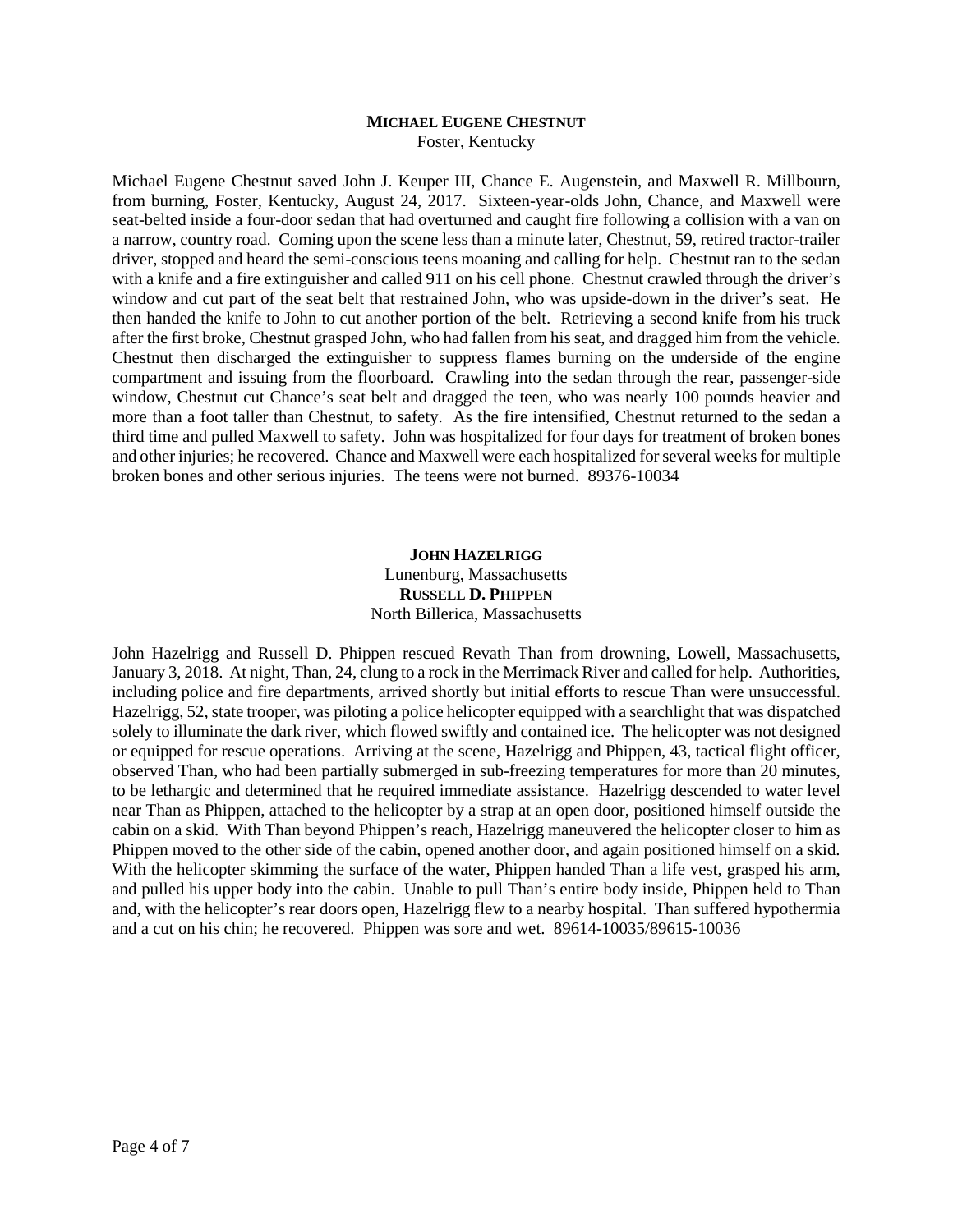**MICHAEL EUGENE CHESTNUT**
Foster, Kentucky

Michael Eugene Chestnut saved John J. Keuper III, Chance E. Augenstein, and Maxwell R. Millbourn, from burning, Foster, Kentucky, August 24, 2017. Sixteen-year-olds John, Chance, and Maxwell were seat-belted inside a four-door sedan that had overturned and caught fire following a collision with a van on a narrow, country road. Coming upon the scene less than a minute later, Chestnut, 59, retired tractor-trailer driver, stopped and heard the semi-conscious teens moaning and calling for help. Chestnut ran to the sedan with a knife and a fire extinguisher and called 911 on his cell phone. Chestnut crawled through the driver's window and cut part of the seat belt that restrained John, who was upside-down in the driver's seat. He then handed the knife to John to cut another portion of the belt. Retrieving a second knife from his truck after the first broke, Chestnut grasped John, who had fallen from his seat, and dragged him from the vehicle. Chestnut then discharged the extinguisher to suppress flames burning on the underside of the engine compartment and issuing from the floorboard. Crawling into the sedan through the rear, passenger-side window, Chestnut cut Chance's seat belt and dragged the teen, who was nearly 100 pounds heavier and more than a foot taller than Chestnut, to safety. As the fire intensified, Chestnut returned to the sedan a third time and pulled Maxwell to safety. John was hospitalized for four days for treatment of broken bones and other injuries; he recovered. Chance and Maxwell were each hospitalized for several weeks for multiple broken bones and other serious injuries. The teens were not burned. 89376-10034

**JOHN HAZELRIGG**
Lunenburg, Massachusetts
**RUSSELL D. PHIPPEN**
North Billerica, Massachusetts

John Hazelrigg and Russell D. Phippen rescued Revath Than from drowning, Lowell, Massachusetts, January 3, 2018. At night, Than, 24, clung to a rock in the Merrimack River and called for help. Authorities, including police and fire departments, arrived shortly but initial efforts to rescue Than were unsuccessful. Hazelrigg, 52, state trooper, was piloting a police helicopter equipped with a searchlight that was dispatched solely to illuminate the dark river, which flowed swiftly and contained ice. The helicopter was not designed or equipped for rescue operations. Arriving at the scene, Hazelrigg and Phippen, 43, tactical flight officer, observed Than, who had been partially submerged in sub-freezing temperatures for more than 20 minutes, to be lethargic and determined that he required immediate assistance. Hazelrigg descended to water level near Than as Phippen, attached to the helicopter by a strap at an open door, positioned himself outside the cabin on a skid. With Than beyond Phippen's reach, Hazelrigg maneuvered the helicopter closer to him as Phippen moved to the other side of the cabin, opened another door, and again positioned himself on a skid. With the helicopter skimming the surface of the water, Phippen handed Than a life vest, grasped his arm, and pulled his upper body into the cabin. Unable to pull Than's entire body inside, Phippen held to Than and, with the helicopter's rear doors open, Hazelrigg flew to a nearby hospital. Than suffered hypothermia and a cut on his chin; he recovered. Phippen was sore and wet. 89614-10035/89615-10036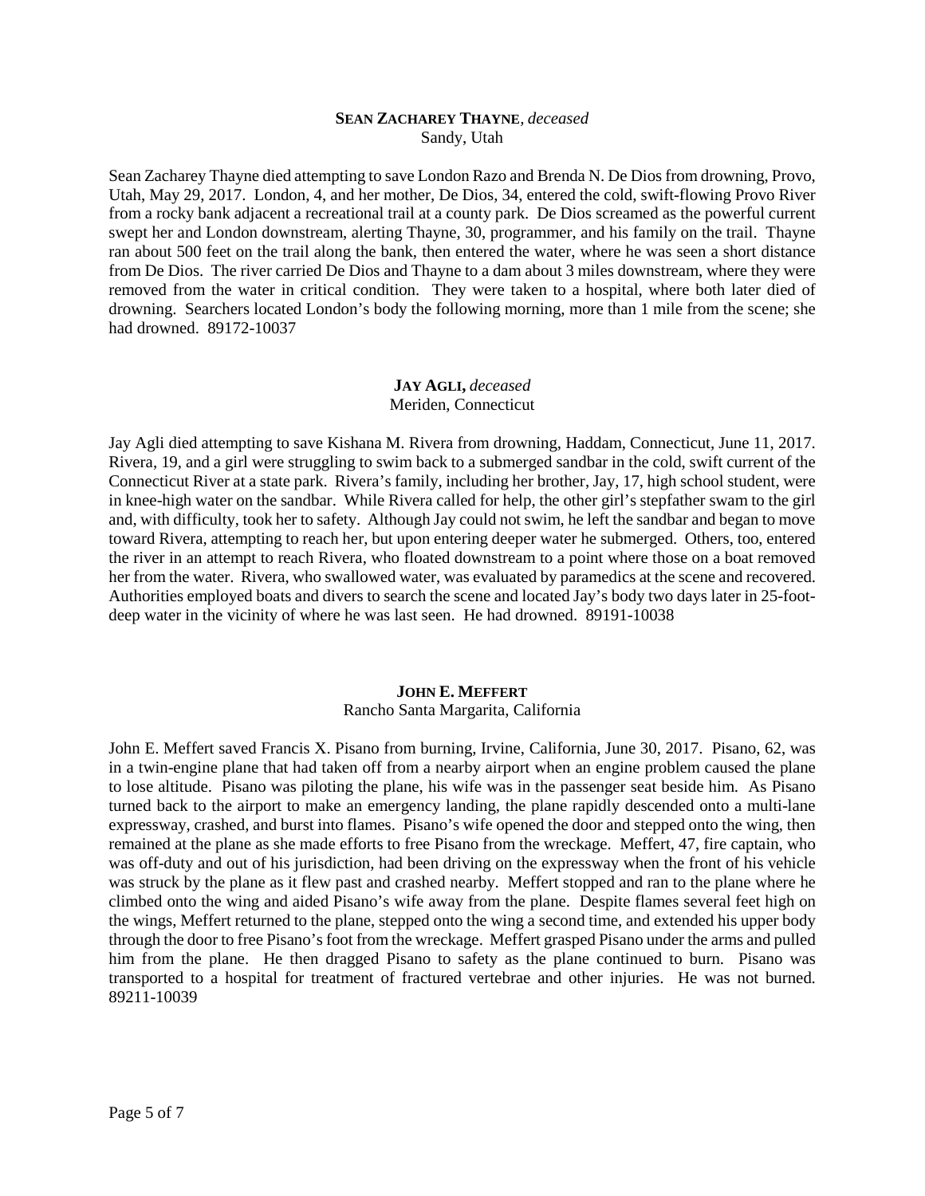**SEAN ZACHAREY THAYNE**, *deceased*
Sandy, Utah

Sean Zacharey Thayne died attempting to save London Razo and Brenda N. De Dios from drowning, Provo, Utah, May 29, 2017. London, 4, and her mother, De Dios, 34, entered the cold, swift-flowing Provo River from a rocky bank adjacent a recreational trail at a county park. De Dios screamed as the powerful current swept her and London downstream, alerting Thayne, 30, programmer, and his family on the trail. Thayne ran about 500 feet on the trail along the bank, then entered the water, where he was seen a short distance from De Dios. The river carried De Dios and Thayne to a dam about 3 miles downstream, where they were removed from the water in critical condition. They were taken to a hospital, where both later died of drowning. Searchers located London's body the following morning, more than 1 mile from the scene; she had drowned. 89172-10037

**JAY AGLI,** *deceased*
Meriden, Connecticut

Jay Agli died attempting to save Kishana M. Rivera from drowning, Haddam, Connecticut, June 11, 2017. Rivera, 19, and a girl were struggling to swim back to a submerged sandbar in the cold, swift current of the Connecticut River at a state park. Rivera's family, including her brother, Jay, 17, high school student, were in knee-high water on the sandbar. While Rivera called for help, the other girl's stepfather swam to the girl and, with difficulty, took her to safety. Although Jay could not swim, he left the sandbar and began to move toward Rivera, attempting to reach her, but upon entering deeper water he submerged. Others, too, entered the river in an attempt to reach Rivera, who floated downstream to a point where those on a boat removed her from the water. Rivera, who swallowed water, was evaluated by paramedics at the scene and recovered. Authorities employed boats and divers to search the scene and located Jay's body two days later in 25-foot-deep water in the vicinity of where he was last seen. He had drowned. 89191-10038

**JOHN E. MEFFERT**
Rancho Santa Margarita, California

John E. Meffert saved Francis X. Pisano from burning, Irvine, California, June 30, 2017. Pisano, 62, was in a twin-engine plane that had taken off from a nearby airport when an engine problem caused the plane to lose altitude. Pisano was piloting the plane, his wife was in the passenger seat beside him. As Pisano turned back to the airport to make an emergency landing, the plane rapidly descended onto a multi-lane expressway, crashed, and burst into flames. Pisano's wife opened the door and stepped onto the wing, then remained at the plane as she made efforts to free Pisano from the wreckage. Meffert, 47, fire captain, who was off-duty and out of his jurisdiction, had been driving on the expressway when the front of his vehicle was struck by the plane as it flew past and crashed nearby. Meffert stopped and ran to the plane where he climbed onto the wing and aided Pisano's wife away from the plane. Despite flames several feet high on the wings, Meffert returned to the plane, stepped onto the wing a second time, and extended his upper body through the door to free Pisano's foot from the wreckage. Meffert grasped Pisano under the arms and pulled him from the plane. He then dragged Pisano to safety as the plane continued to burn. Pisano was transported to a hospital for treatment of fractured vertebrae and other injuries. He was not burned. 89211-10039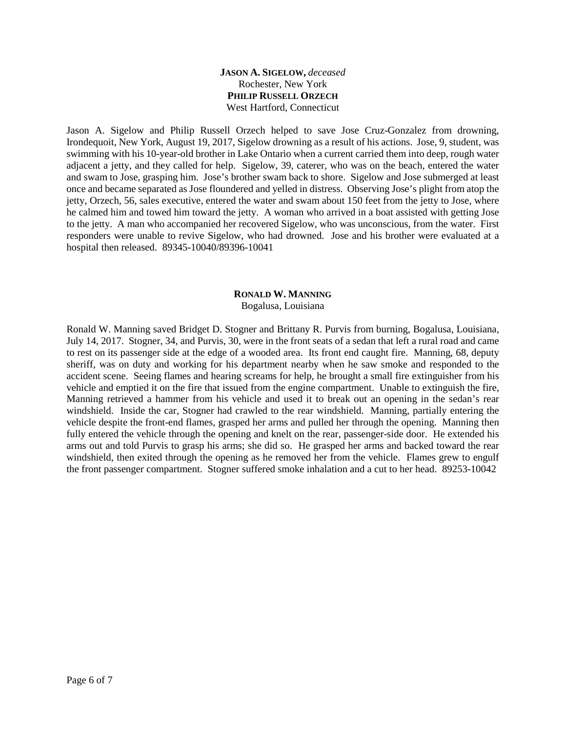**JASON A. SIGELOW,** *deceased*
Rochester, New York
**PHILIP RUSSELL ORZECH**
West Hartford, Connecticut

Jason A. Sigelow and Philip Russell Orzech helped to save Jose Cruz-Gonzalez from drowning, Irondequoit, New York, August 19, 2017, Sigelow drowning as a result of his actions. Jose, 9, student, was swimming with his 10-year-old brother in Lake Ontario when a current carried them into deep, rough water adjacent a jetty, and they called for help. Sigelow, 39, caterer, who was on the beach, entered the water and swam to Jose, grasping him. Jose's brother swam back to shore. Sigelow and Jose submerged at least once and became separated as Jose floundered and yelled in distress. Observing Jose's plight from atop the jetty, Orzech, 56, sales executive, entered the water and swam about 150 feet from the jetty to Jose, where he calmed him and towed him toward the jetty. A woman who arrived in a boat assisted with getting Jose to the jetty. A man who accompanied her recovered Sigelow, who was unconscious, from the water. First responders were unable to revive Sigelow, who had drowned. Jose and his brother were evaluated at a hospital then released. 89345-10040/89396-10041

**RONALD W. MANNING**
Bogalusa, Louisiana

Ronald W. Manning saved Bridget D. Stogner and Brittany R. Purvis from burning, Bogalusa, Louisiana, July 14, 2017. Stogner, 34, and Purvis, 30, were in the front seats of a sedan that left a rural road and came to rest on its passenger side at the edge of a wooded area. Its front end caught fire. Manning, 68, deputy sheriff, was on duty and working for his department nearby when he saw smoke and responded to the accident scene. Seeing flames and hearing screams for help, he brought a small fire extinguisher from his vehicle and emptied it on the fire that issued from the engine compartment. Unable to extinguish the fire, Manning retrieved a hammer from his vehicle and used it to break out an opening in the sedan's rear windshield. Inside the car, Stogner had crawled to the rear windshield. Manning, partially entering the vehicle despite the front-end flames, grasped her arms and pulled her through the opening. Manning then fully entered the vehicle through the opening and knelt on the rear, passenger-side door. He extended his arms out and told Purvis to grasp his arms; she did so. He grasped her arms and backed toward the rear windshield, then exited through the opening as he removed her from the vehicle. Flames grew to engulf the front passenger compartment. Stogner suffered smoke inhalation and a cut to her head. 89253-10042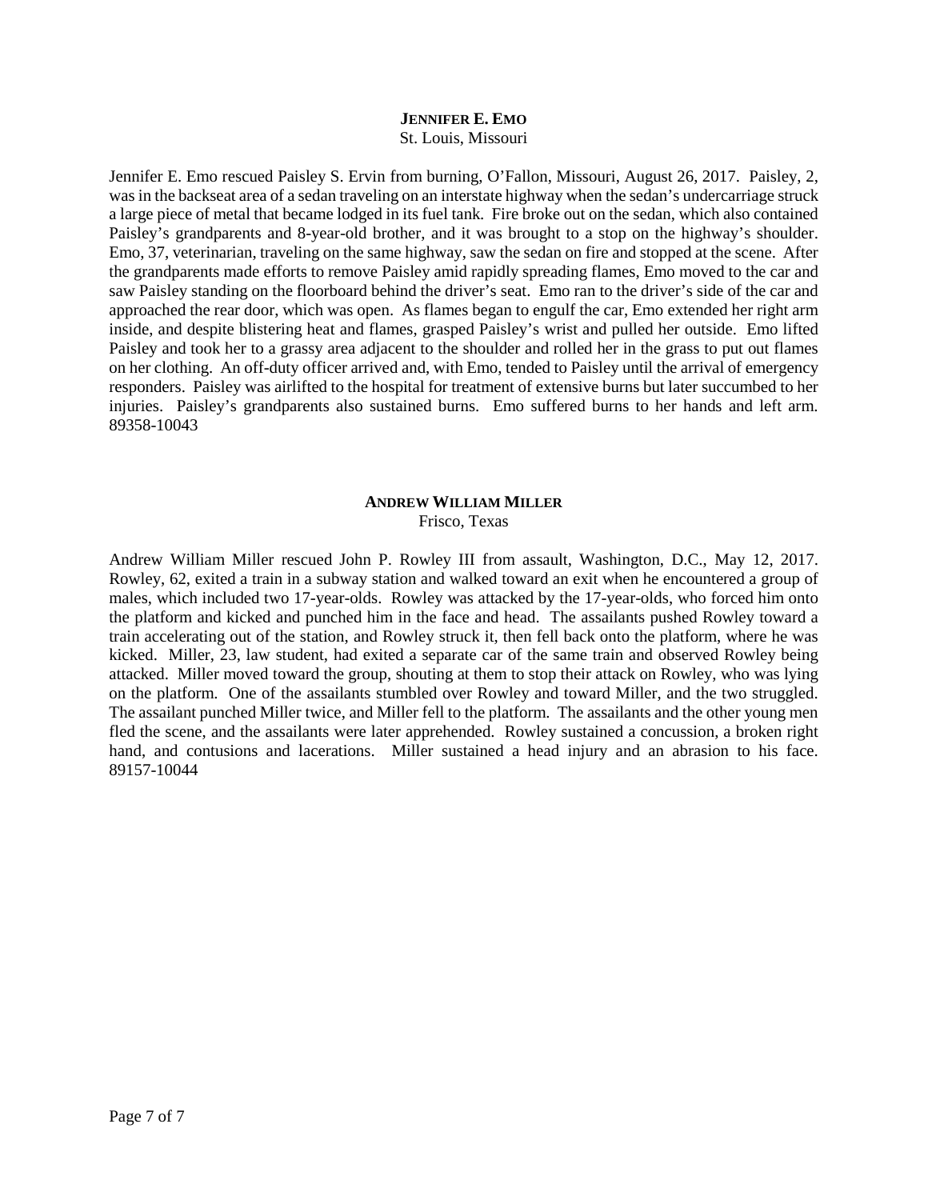**JENNIFER E. EMO**
St. Louis, Missouri

Jennifer E. Emo rescued Paisley S. Ervin from burning, O'Fallon, Missouri, August 26, 2017. Paisley, 2, was in the backseat area of a sedan traveling on an interstate highway when the sedan's undercarriage struck a large piece of metal that became lodged in its fuel tank. Fire broke out on the sedan, which also contained Paisley's grandparents and 8-year-old brother, and it was brought to a stop on the highway's shoulder. Emo, 37, veterinarian, traveling on the same highway, saw the sedan on fire and stopped at the scene. After the grandparents made efforts to remove Paisley amid rapidly spreading flames, Emo moved to the car and saw Paisley standing on the floorboard behind the driver's seat. Emo ran to the driver's side of the car and approached the rear door, which was open. As flames began to engulf the car, Emo extended her right arm inside, and despite blistering heat and flames, grasped Paisley's wrist and pulled her outside. Emo lifted Paisley and took her to a grassy area adjacent to the shoulder and rolled her in the grass to put out flames on her clothing. An off-duty officer arrived and, with Emo, tended to Paisley until the arrival of emergency responders. Paisley was airlifted to the hospital for treatment of extensive burns but later succumbed to her injuries. Paisley's grandparents also sustained burns. Emo suffered burns to her hands and left arm. 89358-10043

**ANDREW WILLIAM MILLER**
Frisco, Texas

Andrew William Miller rescued John P. Rowley III from assault, Washington, D.C., May 12, 2017. Rowley, 62, exited a train in a subway station and walked toward an exit when he encountered a group of males, which included two 17-year-olds. Rowley was attacked by the 17-year-olds, who forced him onto the platform and kicked and punched him in the face and head. The assailants pushed Rowley toward a train accelerating out of the station, and Rowley struck it, then fell back onto the platform, where he was kicked. Miller, 23, law student, had exited a separate car of the same train and observed Rowley being attacked. Miller moved toward the group, shouting at them to stop their attack on Rowley, who was lying on the platform. One of the assailants stumbled over Rowley and toward Miller, and the two struggled. The assailant punched Miller twice, and Miller fell to the platform. The assailants and the other young men fled the scene, and the assailants were later apprehended. Rowley sustained a concussion, a broken right hand, and contusions and lacerations. Miller sustained a head injury and an abrasion to his face. 89157-10044